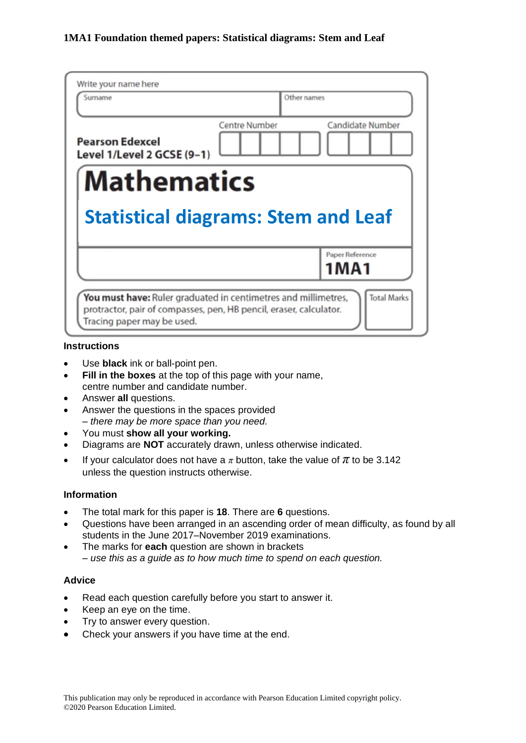**1MA1 Foundation themed papers: Statistical diagrams: Stem and Leaf**

Write your name here

| Surname | Other names |
|---|---|
| | |

**Pearson Edexcel**
**Level 1/Level 2 GCSE (9–1)**

Centre Number | Candidate Number

# Mathematics

## Statistical diagrams: Stem and Leaf

Paper Reference
**1MA1**

**You must have:** Ruler graduated in centimetres and millimetres, protractor, pair of compasses, pen, HB pencil, eraser, calculator. Tracing paper may be used.

Total Marks

### Instructions

- Use **black** ink or ball-point pen.
- **Fill in the boxes** at the top of this page with your name, centre number and candidate number.
- Answer **all** questions.
- Answer the questions in the spaces provided
  *– there may be more space than you need.*
- You must **show all your working.**
- Diagrams are **NOT** accurately drawn, unless otherwise indicated.
- If your calculator does not have a $\pi$ button, take the value of $\pi$ to be 3.142 unless the question instructs otherwise.

### Information

- The total mark for this paper is **18**. There are **6** questions.
- Questions have been arranged in an ascending order of mean difficulty, as found by all students in the June 2017–November 2019 examinations.
- The marks for **each** question are shown in brackets
  *– use this as a guide as to how much time to spend on each question.*

### Advice

- Read each question carefully before you start to answer it.
- Keep an eye on the time.
- Try to answer every question.
- Check your answers if you have time at the end.

This publication may only be reproduced in accordance with Pearson Education Limited copyright policy.
©2020 Pearson Education Limited.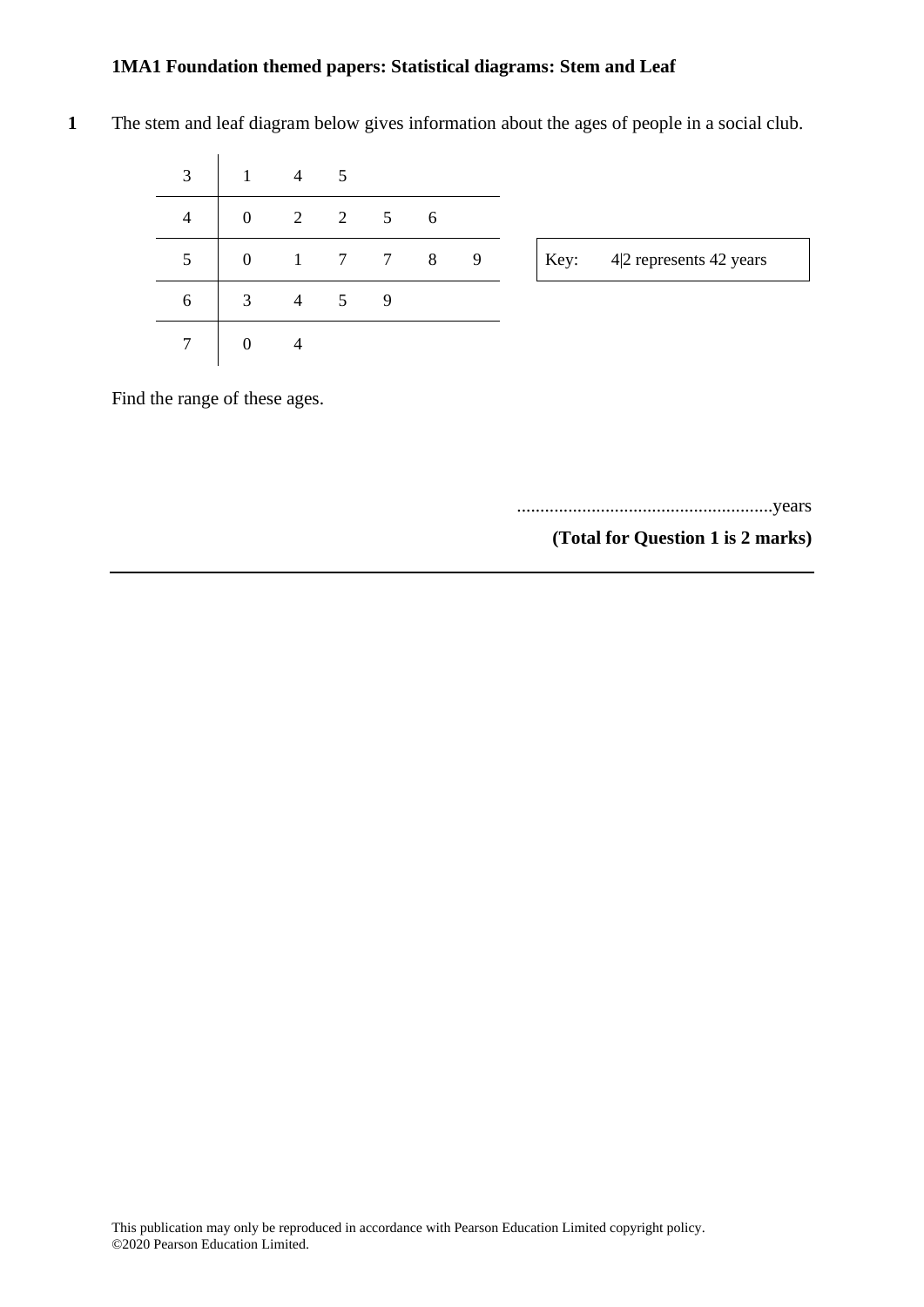**1MA1 Foundation themed papers: Statistical diagrams: Stem and Leaf**

**1** The stem and leaf diagram below gives information about the ages of people in a social club.

| | | | | | | |
|---|---|---|---|---|---|---|
| 3 | 1 | 4 | 5 | | | |
| 4 | 0 | 2 | 2 | 5 | 6 | |
| 5 | 0 | 1 | 7 | 7 | 8 | 9 |
| 6 | 3 | 4 | 5 | 9 | | |
| 7 | 0 | 4 | | | | |

Key: 4|2 represents 42 years

Find the range of these ages.

.......................................................years

**(Total for Question 1 is 2 marks)**

---

This publication may only be reproduced in accordance with Pearson Education Limited copyright policy.
©2020 Pearson Education Limited.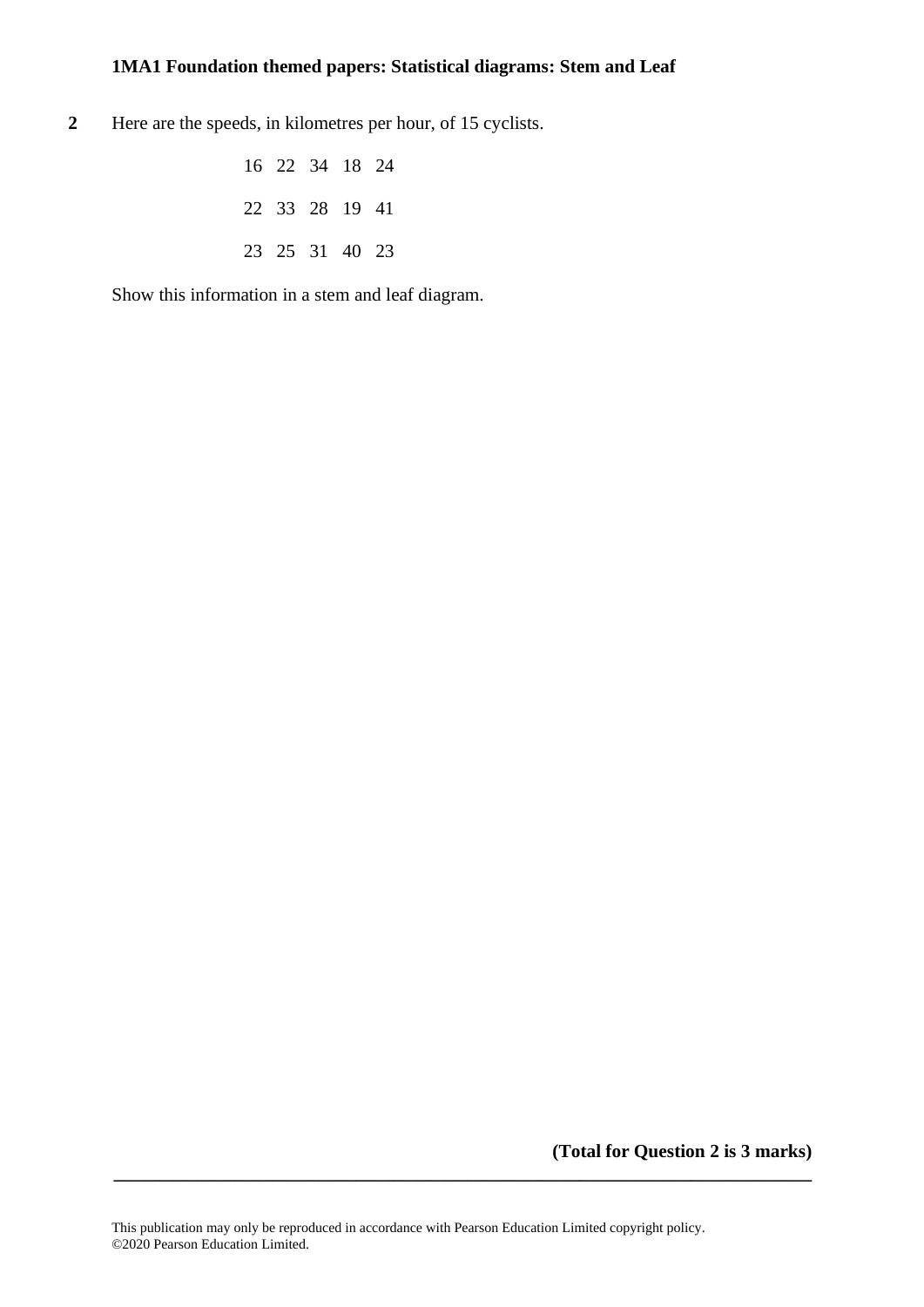**2** Here are the speeds, in kilometres per hour, of 15 cyclists.

| | | | | |
|---|---|---|---|---|
| 16 | 22 | 34 | 18 | 24 |
| 22 | 33 | 28 | 19 | 41 |
| 23 | 25 | 31 | 40 | 23 |

Show this information in a stem and leaf diagram.

**(Total for Question 2 is 3 marks)**

---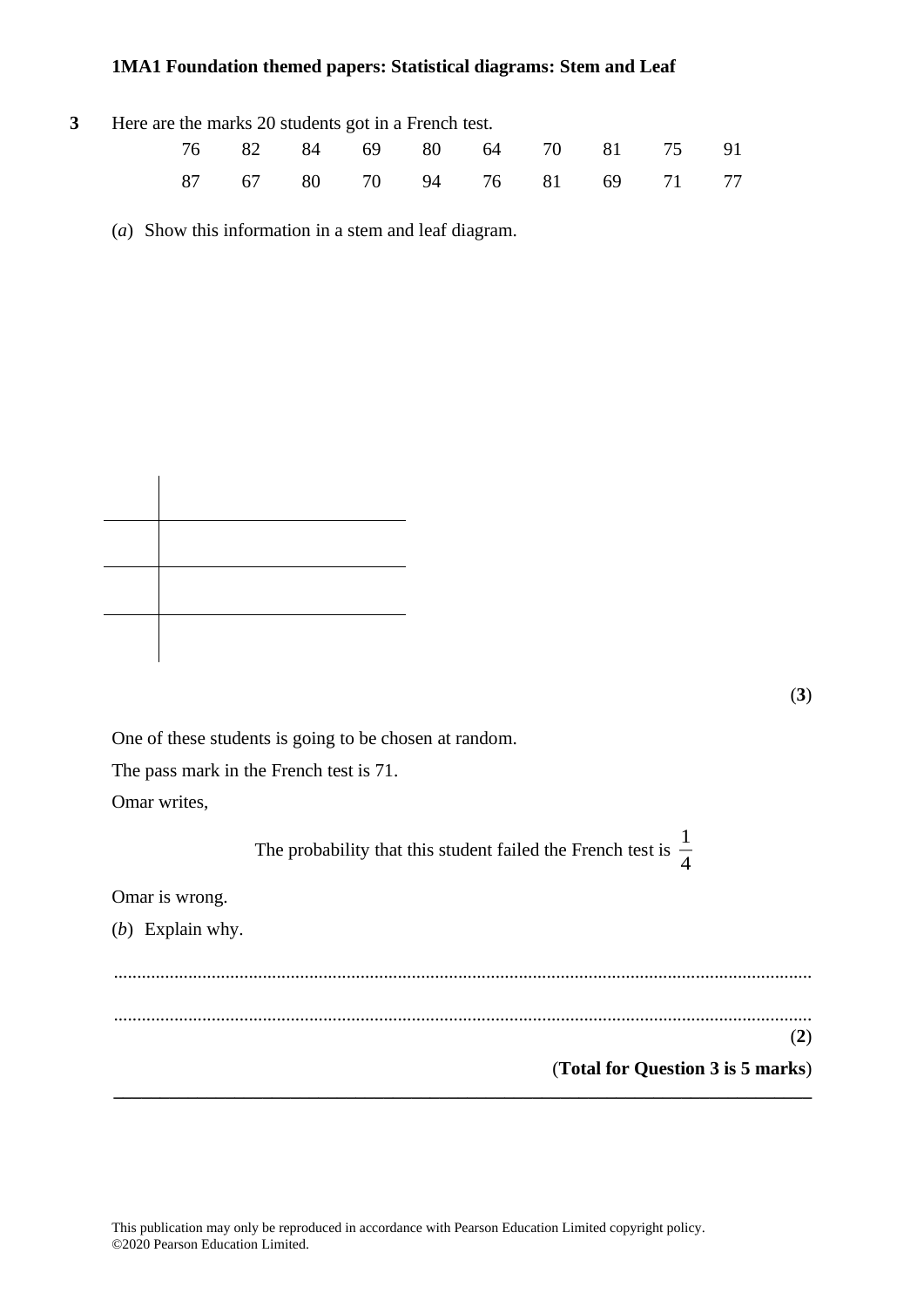**1MA1 Foundation themed papers: Statistical diagrams: Stem and Leaf**

**3** Here are the marks 20 students got in a French test.

| 76 | 82 | 84 | 69 | 80 | 64 | 70 | 81 | 75 | 91 |
|---|---|---|---|---|---|---|---|---|---|
| 87 | 67 | 80 | 70 | 94 | 76 | 81 | 69 | 71 | 77 |

(*a*) Show this information in a stem and leaf diagram.

| | |
|---|---|
| | |
| | |
| | |

**(3)**

One of these students is going to be chosen at random.

The pass mark in the French test is 71.

Omar writes,

The probability that this student failed the French test is $\frac{1}{4}$

Omar is wrong.

(*b*) Explain why.

.......................................................................................................................................

.......................................................................................................................................

**(2)**

**(Total for Question 3 is 5 marks)**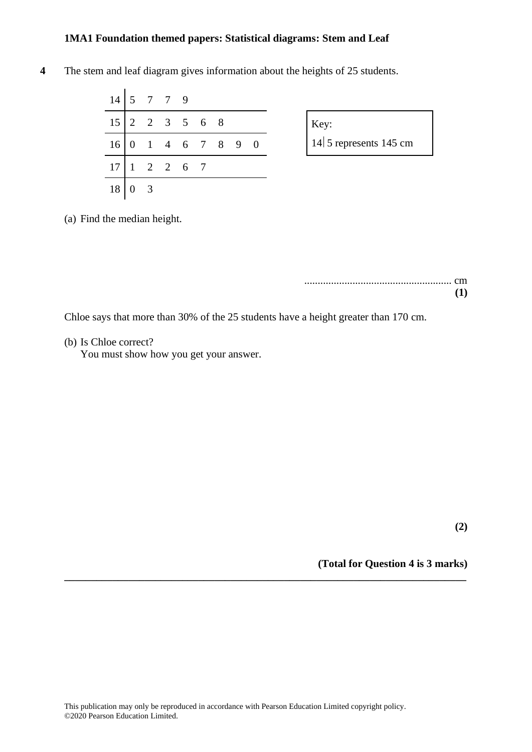**1MA1 Foundation themed papers: Statistical diagrams: Stem and Leaf**

**4** The stem and leaf diagram gives information about the heights of 25 students.

| Stem | Leaves |
|---|---|
| 14 | 5 7 7 9 |
| 15 | 2 2 3 5 6 8 |
| 16 | 0 1 4 6 7 8 9 0 |
| 17 | 1 2 2 6 7 |
| 18 | 0 3 |

Key:
14 | 5 represents 145 cm

(a) Find the median height.

.......................................................... cm
**(1)**

Chloe says that more than 30% of the 25 students have a height greater than 170 cm.

(b) Is Chloe correct?
You must show how you get your answer.

**(2)**

**(Total for Question 4 is 3 marks)**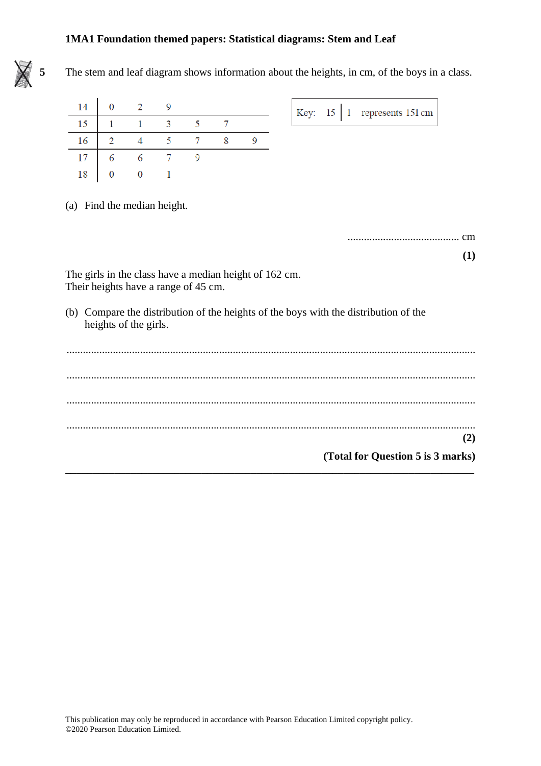**1MA1 Foundation themed papers: Statistical diagrams: Stem and Leaf**

**5** The stem and leaf diagram shows information about the heights, in cm, of the boys in a class.

| | | | | | | |
|---|---|---|---|---|---|---|
| 14 | 0 | 2 | 9 | | | |
| 15 | 1 | 1 | 3 | 5 | 7 | |
| 16 | 2 | 4 | 5 | 7 | 8 | 9 |
| 17 | 6 | 6 | 7 | 9 | | |
| 18 | 0 | 0 | 1 | | | |

Key: 15 | 1 represents 151 cm

(a) Find the median height.

.......................................... cm

**(1)**

The girls in the class have a median height of 162 cm.
Their heights have a range of 45 cm.

(b) Compare the distribution of the heights of the boys with the distribution of the heights of the girls.

..........................................................................................................................................

..........................................................................................................................................

..........................................................................................................................................

..........................................................................................................................................

**(2)**

**(Total for Question 5 is 3 marks)**

---

This publication may only be reproduced in accordance with Pearson Education Limited copyright policy.
©2020 Pearson Education Limited.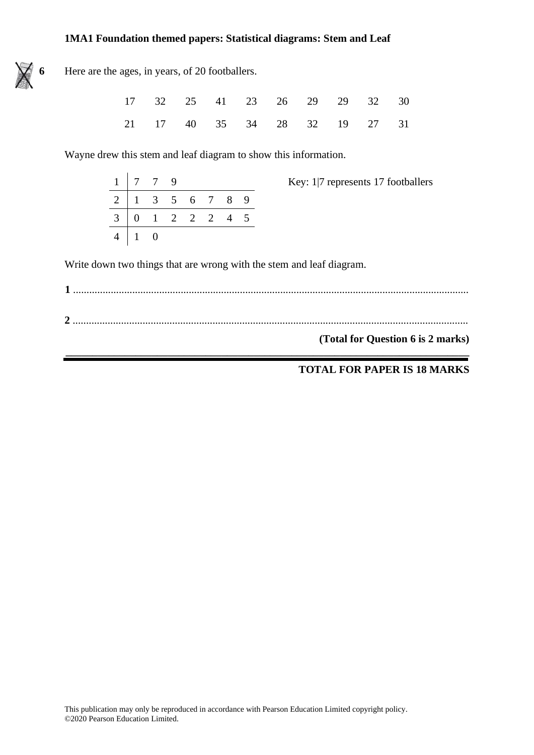# 1MA1 Foundation themed papers: Statistical diagrams: Stem and Leaf

**6** Here are the ages, in years, of 20 footballers.

| | | | | | | | | | |
|---|---|---|---|---|---|---|---|---|---|
| 17 | 32 | 25 | 41 | 23 | 26 | 29 | 29 | 32 | 30 |
| 21 | 17 | 40 | 35 | 34 | 28 | 32 | 19 | 27 | 31 |

Wayne drew this stem and leaf diagram to show this information.

| | | | | | | | |
|---|---|---|---|---|---|---|---|
| 1 | 7 | 7 | 9 | | | | |
| 2 | 1 | 3 | 5 | 6 | 7 | 8 | 9 |
| 3 | 0 | 1 | 2 | 2 | 2 | 4 | 5 |
| 4 | 1 | 0 | | | | | |

Key: 1|7 represents 17 footballers

Write down two things that are wrong with the stem and leaf diagram.

**1** ..................................................................................................................................................

**2** ..................................................................................................................................................

**(Total for Question 6 is 2 marks)**

**TOTAL FOR PAPER IS 18 MARKS**